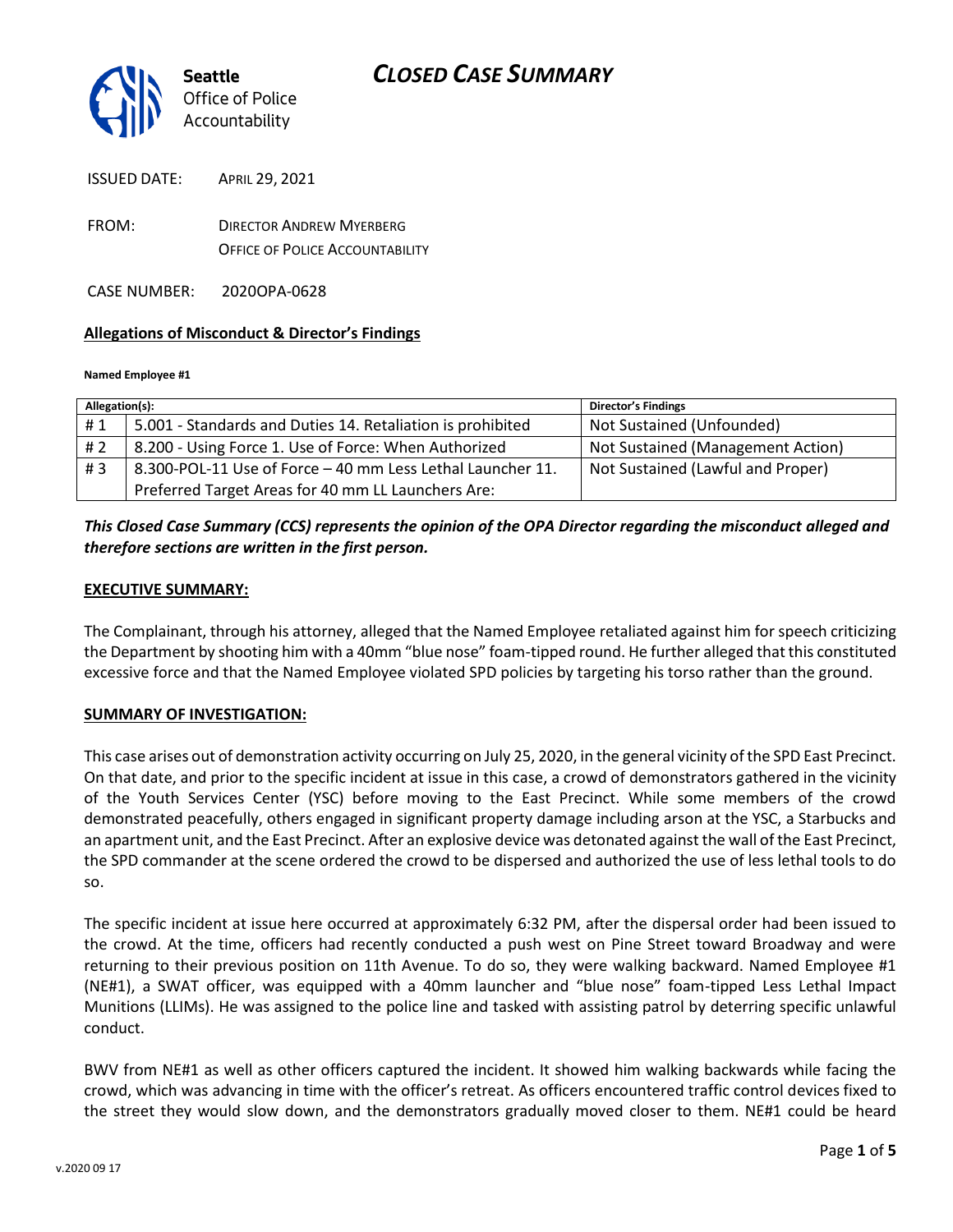Seattle Office of Police Accountability

# CLOSED CASE SUMMARY

ISSUED DATE: APRIL 29, 2021

FROM: DIRECTOR ANDREW MYERBERG
OFFICE OF POLICE ACCOUNTABILITY

CASE NUMBER: 2020OPA-0628

**Allegations of Misconduct & Director's Findings**

**Named Employee #1**

| Allegation(s): | | Director's Findings |
|---|---|---|
| # 1 | 5.001 - Standards and Duties 14. Retaliation is prohibited | Not Sustained (Unfounded) |
| # 2 | 8.200 - Using Force 1. Use of Force: When Authorized | Not Sustained (Management Action) |
| # 3 | 8.300-POL-11 Use of Force – 40 mm Less Lethal Launcher 11. Preferred Target Areas for 40 mm LL Launchers Are: | Not Sustained (Lawful and Proper) |

***This Closed Case Summary (CCS) represents the opinion of the OPA Director regarding the misconduct alleged and therefore sections are written in the first person.***

**EXECUTIVE SUMMARY:**

The Complainant, through his attorney, alleged that the Named Employee retaliated against him for speech criticizing the Department by shooting him with a 40mm "blue nose" foam-tipped round. He further alleged that this constituted excessive force and that the Named Employee violated SPD policies by targeting his torso rather than the ground.

**SUMMARY OF INVESTIGATION:**

This case arises out of demonstration activity occurring on July 25, 2020, in the general vicinity of the SPD East Precinct. On that date, and prior to the specific incident at issue in this case, a crowd of demonstrators gathered in the vicinity of the Youth Services Center (YSC) before moving to the East Precinct. While some members of the crowd demonstrated peacefully, others engaged in significant property damage including arson at the YSC, a Starbucks and an apartment unit, and the East Precinct. After an explosive device was detonated against the wall of the East Precinct, the SPD commander at the scene ordered the crowd to be dispersed and authorized the use of less lethal tools to do so.

The specific incident at issue here occurred at approximately 6:32 PM, after the dispersal order had been issued to the crowd. At the time, officers had recently conducted a push west on Pine Street toward Broadway and were returning to their previous position on 11th Avenue. To do so, they were walking backward. Named Employee #1 (NE#1), a SWAT officer, was equipped with a 40mm launcher and "blue nose" foam-tipped Less Lethal Impact Munitions (LLIMs). He was assigned to the police line and tasked with assisting patrol by deterring specific unlawful conduct.

BWV from NE#1 as well as other officers captured the incident. It showed him walking backwards while facing the crowd, which was advancing in time with the officer's retreat. As officers encountered traffic control devices fixed to the street they would slow down, and the demonstrators gradually moved closer to them. NE#1 could be heard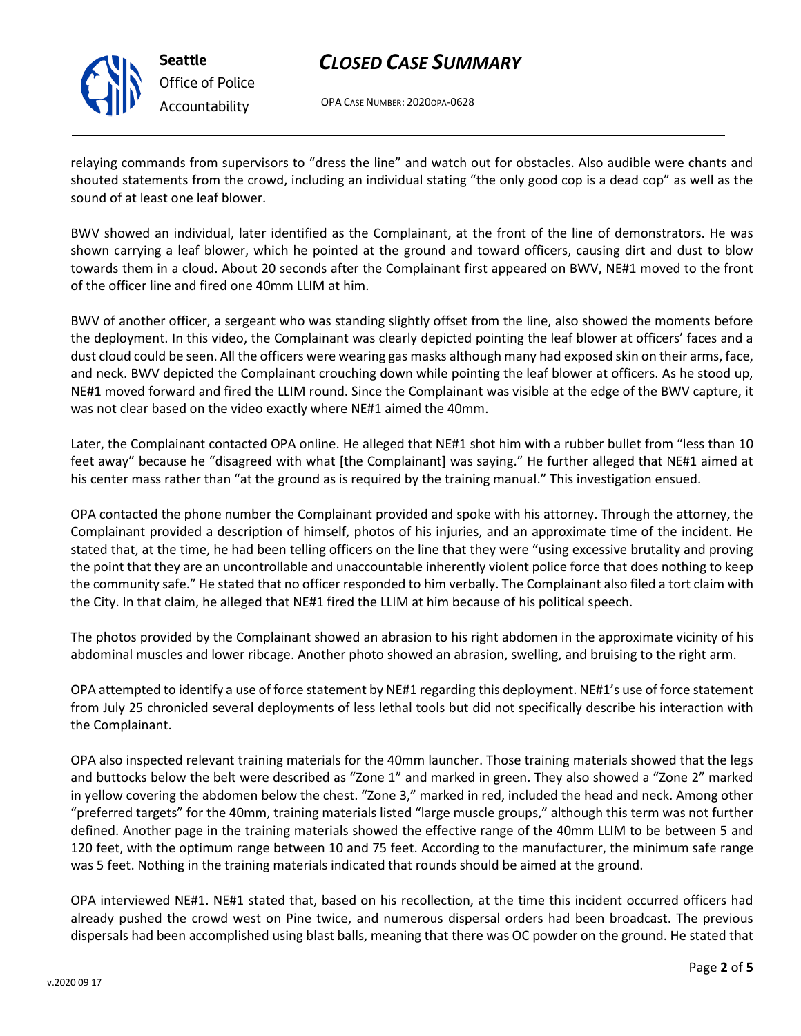relaying commands from supervisors to "dress the line" and watch out for obstacles. Also audible were chants and shouted statements from the crowd, including an individual stating "the only good cop is a dead cop" as well as the sound of at least one leaf blower.

BWV showed an individual, later identified as the Complainant, at the front of the line of demonstrators. He was shown carrying a leaf blower, which he pointed at the ground and toward officers, causing dirt and dust to blow towards them in a cloud. About 20 seconds after the Complainant first appeared on BWV, NE#1 moved to the front of the officer line and fired one 40mm LLIM at him.

BWV of another officer, a sergeant who was standing slightly offset from the line, also showed the moments before the deployment. In this video, the Complainant was clearly depicted pointing the leaf blower at officers' faces and a dust cloud could be seen. All the officers were wearing gas masks although many had exposed skin on their arms, face, and neck. BWV depicted the Complainant crouching down while pointing the leaf blower at officers. As he stood up, NE#1 moved forward and fired the LLIM round. Since the Complainant was visible at the edge of the BWV capture, it was not clear based on the video exactly where NE#1 aimed the 40mm.

Later, the Complainant contacted OPA online. He alleged that NE#1 shot him with a rubber bullet from "less than 10 feet away" because he "disagreed with what [the Complainant] was saying." He further alleged that NE#1 aimed at his center mass rather than "at the ground as is required by the training manual." This investigation ensued.

OPA contacted the phone number the Complainant provided and spoke with his attorney. Through the attorney, the Complainant provided a description of himself, photos of his injuries, and an approximate time of the incident. He stated that, at the time, he had been telling officers on the line that they were "using excessive brutality and proving the point that they are an uncontrollable and unaccountable inherently violent police force that does nothing to keep the community safe." He stated that no officer responded to him verbally. The Complainant also filed a tort claim with the City. In that claim, he alleged that NE#1 fired the LLIM at him because of his political speech.

The photos provided by the Complainant showed an abrasion to his right abdomen in the approximate vicinity of his abdominal muscles and lower ribcage. Another photo showed an abrasion, swelling, and bruising to the right arm.

OPA attempted to identify a use of force statement by NE#1 regarding this deployment. NE#1's use of force statement from July 25 chronicled several deployments of less lethal tools but did not specifically describe his interaction with the Complainant.

OPA also inspected relevant training materials for the 40mm launcher. Those training materials showed that the legs and buttocks below the belt were described as "Zone 1" and marked in green. They also showed a "Zone 2" marked in yellow covering the abdomen below the chest. "Zone 3," marked in red, included the head and neck. Among other "preferred targets" for the 40mm, training materials listed "large muscle groups," although this term was not further defined. Another page in the training materials showed the effective range of the 40mm LLIM to be between 5 and 120 feet, with the optimum range between 10 and 75 feet. According to the manufacturer, the minimum safe range was 5 feet. Nothing in the training materials indicated that rounds should be aimed at the ground.

OPA interviewed NE#1. NE#1 stated that, based on his recollection, at the time this incident occurred officers had already pushed the crowd west on Pine twice, and numerous dispersal orders had been broadcast. The previous dispersals had been accomplished using blast balls, meaning that there was OC powder on the ground. He stated that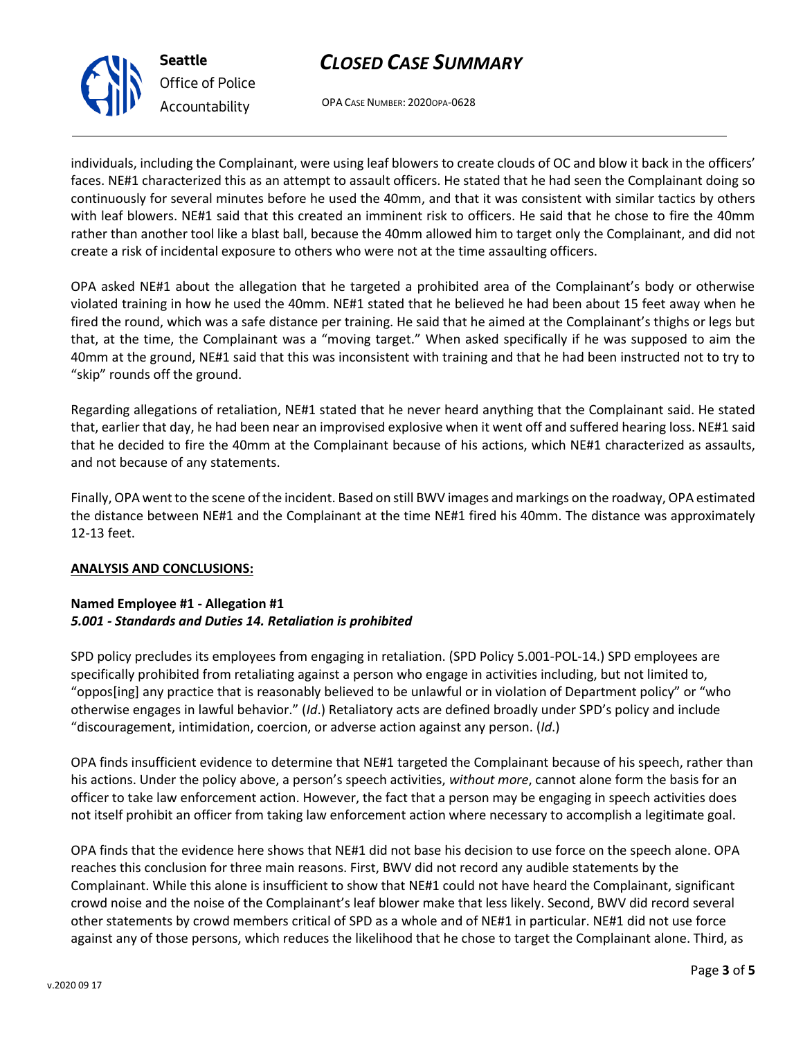individuals, including the Complainant, were using leaf blowers to create clouds of OC and blow it back in the officers' faces. NE#1 characterized this as an attempt to assault officers. He stated that he had seen the Complainant doing so continuously for several minutes before he used the 40mm, and that it was consistent with similar tactics by others with leaf blowers. NE#1 said that this created an imminent risk to officers. He said that he chose to fire the 40mm rather than another tool like a blast ball, because the 40mm allowed him to target only the Complainant, and did not create a risk of incidental exposure to others who were not at the time assaulting officers.

OPA asked NE#1 about the allegation that he targeted a prohibited area of the Complainant's body or otherwise violated training in how he used the 40mm. NE#1 stated that he believed he had been about 15 feet away when he fired the round, which was a safe distance per training. He said that he aimed at the Complainant's thighs or legs but that, at the time, the Complainant was a "moving target." When asked specifically if he was supposed to aim the 40mm at the ground, NE#1 said that this was inconsistent with training and that he had been instructed not to try to "skip" rounds off the ground.

Regarding allegations of retaliation, NE#1 stated that he never heard anything that the Complainant said. He stated that, earlier that day, he had been near an improvised explosive when it went off and suffered hearing loss. NE#1 said that he decided to fire the 40mm at the Complainant because of his actions, which NE#1 characterized as assaults, and not because of any statements.

Finally, OPA went to the scene of the incident. Based on still BWV images and markings on the roadway, OPA estimated the distance between NE#1 and the Complainant at the time NE#1 fired his 40mm. The distance was approximately 12-13 feet.

**ANALYSIS AND CONCLUSIONS:**

**Named Employee #1 - Allegation #1**
***5.001 - Standards and Duties 14. Retaliation is prohibited***

SPD policy precludes its employees from engaging in retaliation. (SPD Policy 5.001-POL-14.) SPD employees are specifically prohibited from retaliating against a person who engage in activities including, but not limited to, "oppos[ing] any practice that is reasonably believed to be unlawful or in violation of Department policy" or "who otherwise engages in lawful behavior." (*Id*.) Retaliatory acts are defined broadly under SPD's policy and include "discouragement, intimidation, coercion, or adverse action against any person. (*Id*.)

OPA finds insufficient evidence to determine that NE#1 targeted the Complainant because of his speech, rather than his actions. Under the policy above, a person's speech activities, *without more*, cannot alone form the basis for an officer to take law enforcement action. However, the fact that a person may be engaging in speech activities does not itself prohibit an officer from taking law enforcement action where necessary to accomplish a legitimate goal.

OPA finds that the evidence here shows that NE#1 did not base his decision to use force on the speech alone. OPA reaches this conclusion for three main reasons. First, BWV did not record any audible statements by the Complainant. While this alone is insufficient to show that NE#1 could not have heard the Complainant, significant crowd noise and the noise of the Complainant's leaf blower make that less likely. Second, BWV did record several other statements by crowd members critical of SPD as a whole and of NE#1 in particular. NE#1 did not use force against any of those persons, which reduces the likelihood that he chose to target the Complainant alone. Third, as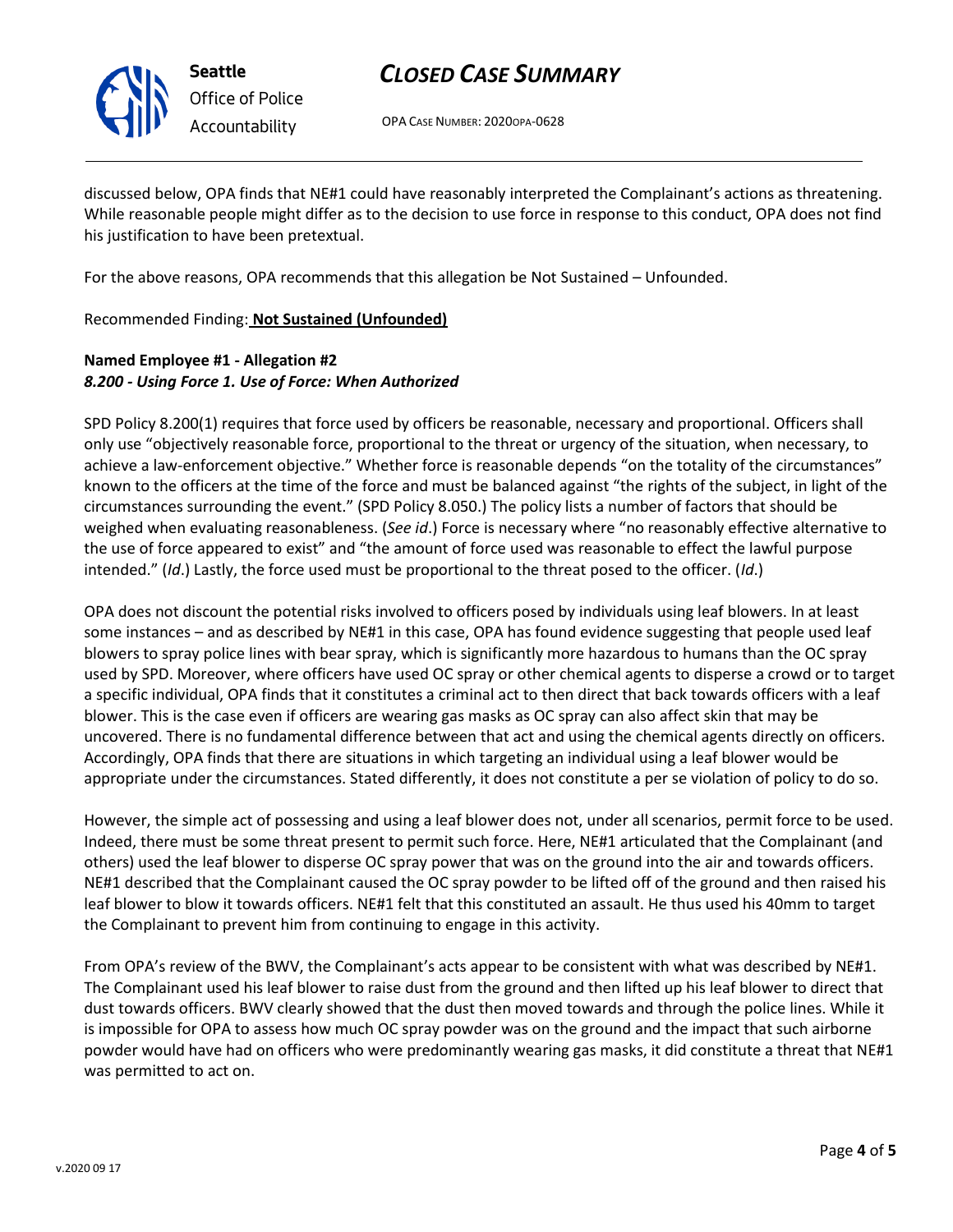discussed below, OPA finds that NE#1 could have reasonably interpreted the Complainant's actions as threatening. While reasonable people might differ as to the decision to use force in response to this conduct, OPA does not find his justification to have been pretextual.

For the above reasons, OPA recommends that this allegation be Not Sustained – Unfounded.

Recommended Finding: **Not Sustained (Unfounded)**

**Named Employee #1 - Allegation #2**
***8.200 - Using Force 1. Use of Force: When Authorized***

SPD Policy 8.200(1) requires that force used by officers be reasonable, necessary and proportional. Officers shall only use "objectively reasonable force, proportional to the threat or urgency of the situation, when necessary, to achieve a law-enforcement objective." Whether force is reasonable depends "on the totality of the circumstances" known to the officers at the time of the force and must be balanced against "the rights of the subject, in light of the circumstances surrounding the event." (SPD Policy 8.050.) The policy lists a number of factors that should be weighed when evaluating reasonableness. (*See id*.) Force is necessary where "no reasonably effective alternative to the use of force appeared to exist" and "the amount of force used was reasonable to effect the lawful purpose intended." (*Id*.) Lastly, the force used must be proportional to the threat posed to the officer. (*Id*.)

OPA does not discount the potential risks involved to officers posed by individuals using leaf blowers. In at least some instances – and as described by NE#1 in this case, OPA has found evidence suggesting that people used leaf blowers to spray police lines with bear spray, which is significantly more hazardous to humans than the OC spray used by SPD. Moreover, where officers have used OC spray or other chemical agents to disperse a crowd or to target a specific individual, OPA finds that it constitutes a criminal act to then direct that back towards officers with a leaf blower. This is the case even if officers are wearing gas masks as OC spray can also affect skin that may be uncovered. There is no fundamental difference between that act and using the chemical agents directly on officers. Accordingly, OPA finds that there are situations in which targeting an individual using a leaf blower would be appropriate under the circumstances. Stated differently, it does not constitute a per se violation of policy to do so.

However, the simple act of possessing and using a leaf blower does not, under all scenarios, permit force to be used. Indeed, there must be some threat present to permit such force. Here, NE#1 articulated that the Complainant (and others) used the leaf blower to disperse OC spray power that was on the ground into the air and towards officers. NE#1 described that the Complainant caused the OC spray powder to be lifted off of the ground and then raised his leaf blower to blow it towards officers. NE#1 felt that this constituted an assault. He thus used his 40mm to target the Complainant to prevent him from continuing to engage in this activity.

From OPA's review of the BWV, the Complainant's acts appear to be consistent with what was described by NE#1. The Complainant used his leaf blower to raise dust from the ground and then lifted up his leaf blower to direct that dust towards officers. BWV clearly showed that the dust then moved towards and through the police lines. While it is impossible for OPA to assess how much OC spray powder was on the ground and the impact that such airborne powder would have had on officers who were predominantly wearing gas masks, it did constitute a threat that NE#1 was permitted to act on.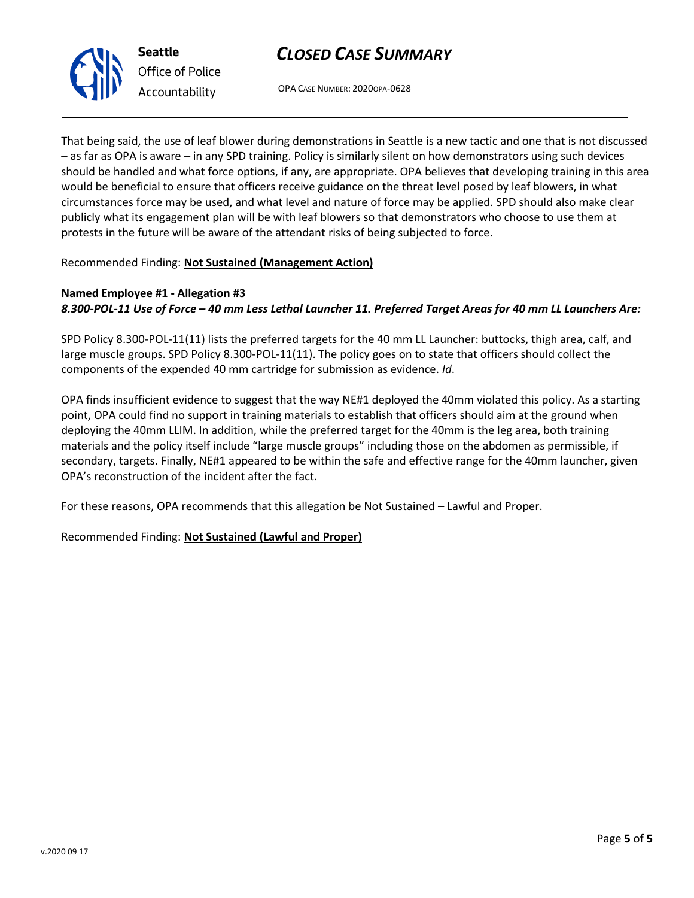That being said, the use of leaf blower during demonstrations in Seattle is a new tactic and one that is not discussed – as far as OPA is aware – in any SPD training. Policy is similarly silent on how demonstrators using such devices should be handled and what force options, if any, are appropriate. OPA believes that developing training in this area would be beneficial to ensure that officers receive guidance on the threat level posed by leaf blowers, in what circumstances force may be used, and what level and nature of force may be applied. SPD should also make clear publicly what its engagement plan will be with leaf blowers so that demonstrators who choose to use them at protests in the future will be aware of the attendant risks of being subjected to force.

Recommended Finding: **Not Sustained (Management Action)**

**Named Employee #1 - Allegation #3**
***8.300-POL-11 Use of Force – 40 mm Less Lethal Launcher 11. Preferred Target Areas for 40 mm LL Launchers Are:***

SPD Policy 8.300-POL-11(11) lists the preferred targets for the 40 mm LL Launcher: buttocks, thigh area, calf, and large muscle groups. SPD Policy 8.300-POL-11(11). The policy goes on to state that officers should collect the components of the expended 40 mm cartridge for submission as evidence. *Id*.

OPA finds insufficient evidence to suggest that the way NE#1 deployed the 40mm violated this policy. As a starting point, OPA could find no support in training materials to establish that officers should aim at the ground when deploying the 40mm LLIM. In addition, while the preferred target for the 40mm is the leg area, both training materials and the policy itself include "large muscle groups" including those on the abdomen as permissible, if secondary, targets. Finally, NE#1 appeared to be within the safe and effective range for the 40mm launcher, given OPA's reconstruction of the incident after the fact.

For these reasons, OPA recommends that this allegation be Not Sustained – Lawful and Proper.

Recommended Finding: **Not Sustained (Lawful and Proper)**